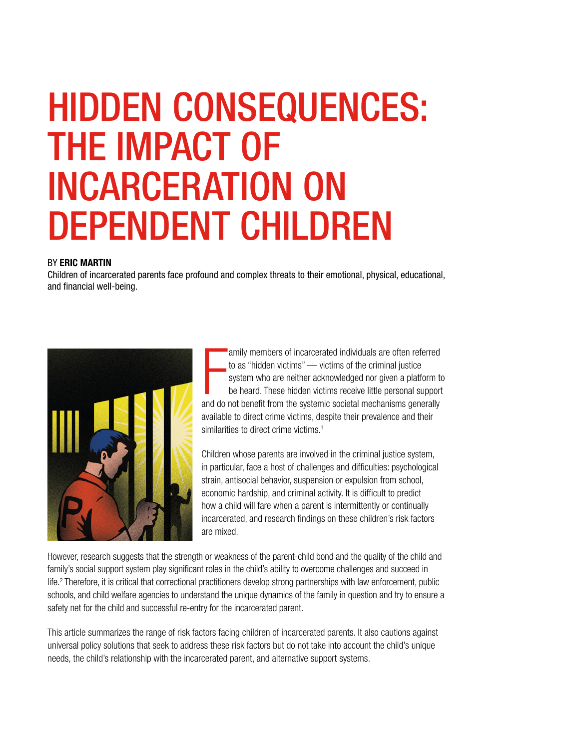# HIDDEN CONSEQUENCES: THE IMPACT OF INCARCERATION ON DEPENDENT CHILDREN

BY **ERIC MARTIN**

Children of incarcerated parents face profound and complex threats to their emotional, physical, educational, and financial well-being.

Family members of incarcerated individuals are often referred to as "hidden victims" — victims of the criminal justice system who are neither acknowledged nor given a platform to be heard. These hidden victims receive little personal support and do not benefit from the systemic societal mechanisms generally available to direct crime victims, despite their prevalence and their similarities to direct crime victims.[1]

Children whose parents are involved in the criminal justice system, in particular, face a host of challenges and difficulties: psychological strain, antisocial behavior, suspension or expulsion from school, economic hardship, and criminal activity. It is difficult to predict how a child will fare when a parent is intermittently or continually incarcerated, and research findings on these children's risk factors are mixed.

However, research suggests that the strength or weakness of the parent-child bond and the quality of the child and family's social support system play significant roles in the child's ability to overcome challenges and succeed in life.[2] Therefore, it is critical that correctional practitioners develop strong partnerships with law enforcement, public schools, and child welfare agencies to understand the unique dynamics of the family in question and try to ensure a safety net for the child and successful re-entry for the incarcerated parent.

This article summarizes the range of risk factors facing children of incarcerated parents. It also cautions against universal policy solutions that seek to address these risk factors but do not take into account the child's unique needs, the child's relationship with the incarcerated parent, and alternative support systems.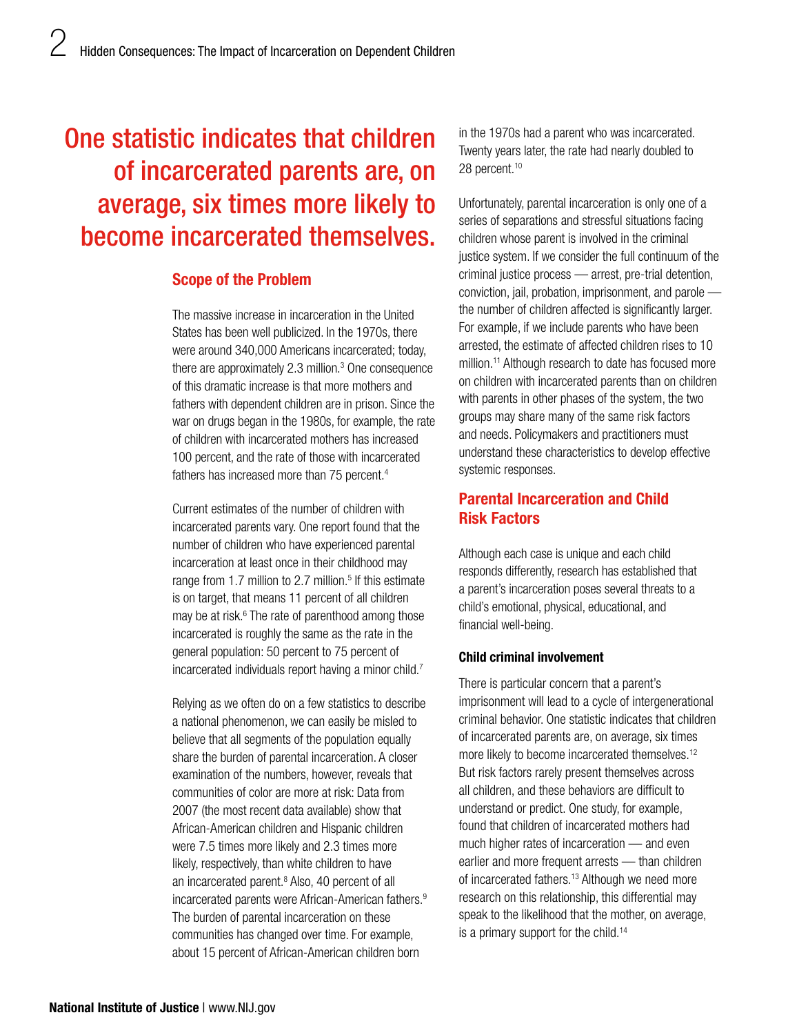One statistic indicates that children of incarcerated parents are, on average, six times more likely to become incarcerated themselves.

## Scope of the Problem

The massive increase in incarceration in the United States has been well publicized. In the 1970s, there were around 340,000 Americans incarcerated; today, there are approximately 2.3 million.[3] One consequence of this dramatic increase is that more mothers and fathers with dependent children are in prison. Since the war on drugs began in the 1980s, for example, the rate of children with incarcerated mothers has increased 100 percent, and the rate of those with incarcerated fathers has increased more than 75 percent.[4]

Current estimates of the number of children with incarcerated parents vary. One report found that the number of children who have experienced parental incarceration at least once in their childhood may range from 1.7 million to 2.7 million.[5] If this estimate is on target, that means 11 percent of all children may be at risk.[6] The rate of parenthood among those incarcerated is roughly the same as the rate in the general population: 50 percent to 75 percent of incarcerated individuals report having a minor child.[7]

Relying as we often do on a few statistics to describe a national phenomenon, we can easily be misled to believe that all segments of the population equally share the burden of parental incarceration. A closer examination of the numbers, however, reveals that communities of color are more at risk: Data from 2007 (the most recent data available) show that African-American children and Hispanic children were 7.5 times more likely and 2.3 times more likely, respectively, than white children to have an incarcerated parent.[8] Also, 40 percent of all incarcerated parents were African-American fathers.[9] The burden of parental incarceration on these communities has changed over time. For example, about 15 percent of African-American children born in the 1970s had a parent who was incarcerated. Twenty years later, the rate had nearly doubled to 28 percent.[10]

Unfortunately, parental incarceration is only one of a series of separations and stressful situations facing children whose parent is involved in the criminal justice system. If we consider the full continuum of the criminal justice process — arrest, pre-trial detention, conviction, jail, probation, imprisonment, and parole — the number of children affected is significantly larger. For example, if we include parents who have been arrested, the estimate of affected children rises to 10 million.[11] Although research to date has focused more on children with incarcerated parents than on children with parents in other phases of the system, the two groups may share many of the same risk factors and needs. Policymakers and practitioners must understand these characteristics to develop effective systemic responses.

## Parental Incarceration and Child Risk Factors

Although each case is unique and each child responds differently, research has established that a parent's incarceration poses several threats to a child's emotional, physical, educational, and financial well-being.

### Child criminal involvement

There is particular concern that a parent's imprisonment will lead to a cycle of intergenerational criminal behavior. One statistic indicates that children of incarcerated parents are, on average, six times more likely to become incarcerated themselves.[12] But risk factors rarely present themselves across all children, and these behaviors are difficult to understand or predict. One study, for example, found that children of incarcerated mothers had much higher rates of incarceration — and even earlier and more frequent arrests — than children of incarcerated fathers.[13] Although we need more research on this relationship, this differential may speak to the likelihood that the mother, on average, is a primary support for the child.[14]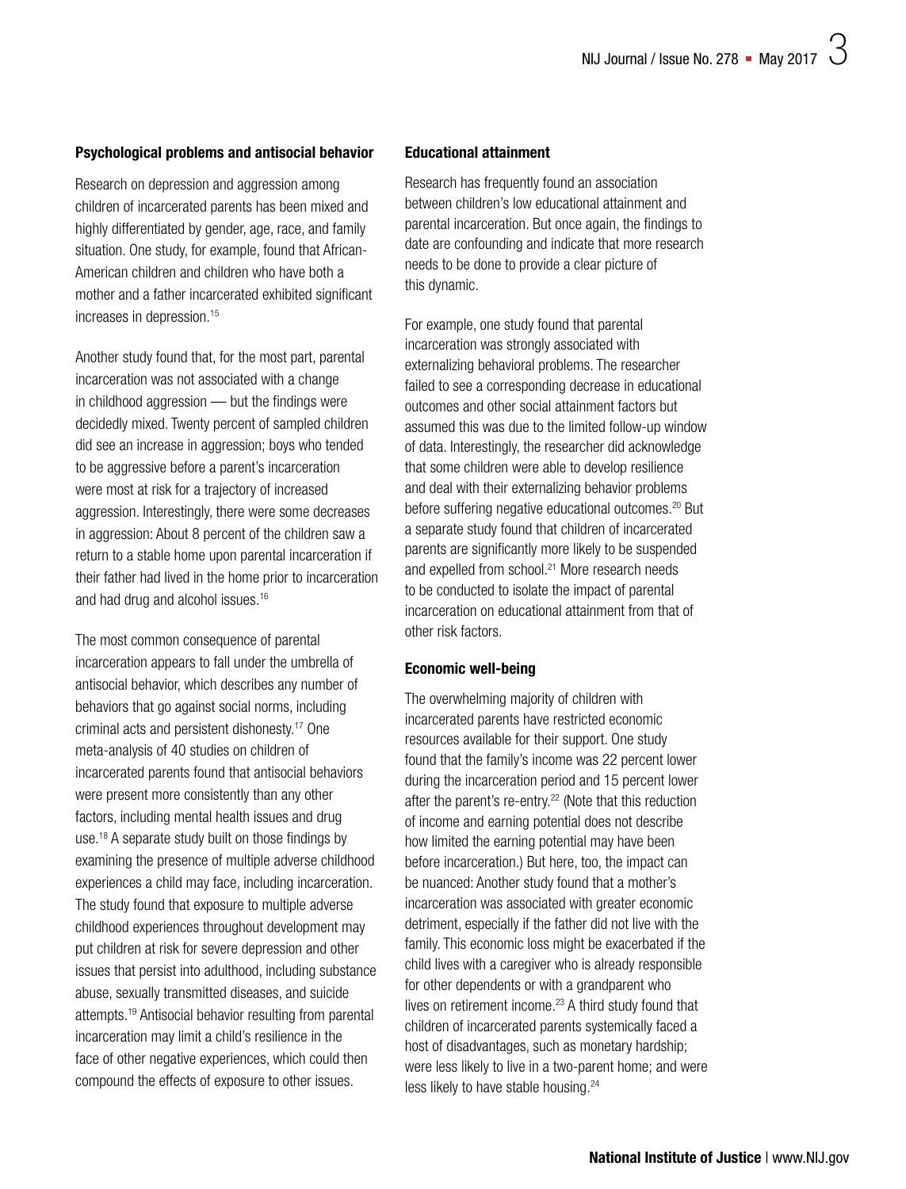#### Psychological problems and antisocial behavior

Research on depression and aggression among children of incarcerated parents has been mixed and highly differentiated by gender, age, race, and family situation. One study, for example, found that African-American children and children who have both a mother and a father incarcerated exhibited significant increases in depression.[15]

Another study found that, for the most part, parental incarceration was not associated with a change in childhood aggression — but the findings were decidedly mixed. Twenty percent of sampled children did see an increase in aggression; boys who tended to be aggressive before a parent's incarceration were most at risk for a trajectory of increased aggression. Interestingly, there were some decreases in aggression: About 8 percent of the children saw a return to a stable home upon parental incarceration if their father had lived in the home prior to incarceration and had drug and alcohol issues.[16]

The most common consequence of parental incarceration appears to fall under the umbrella of antisocial behavior, which describes any number of behaviors that go against social norms, including criminal acts and persistent dishonesty.[17] One meta-analysis of 40 studies on children of incarcerated parents found that antisocial behaviors were present more consistently than any other factors, including mental health issues and drug use.[18] A separate study built on those findings by examining the presence of multiple adverse childhood experiences a child may face, including incarceration. The study found that exposure to multiple adverse childhood experiences throughout development may put children at risk for severe depression and other issues that persist into adulthood, including substance abuse, sexually transmitted diseases, and suicide attempts.[19] Antisocial behavior resulting from parental incarceration may limit a child's resilience in the face of other negative experiences, which could then compound the effects of exposure to other issues.

#### Educational attainment

Research has frequently found an association between children's low educational attainment and parental incarceration. But once again, the findings to date are confounding and indicate that more research needs to be done to provide a clear picture of this dynamic.

For example, one study found that parental incarceration was strongly associated with externalizing behavioral problems. The researcher failed to see a corresponding decrease in educational outcomes and other social attainment factors but assumed this was due to the limited follow-up window of data. Interestingly, the researcher did acknowledge that some children were able to develop resilience and deal with their externalizing behavior problems before suffering negative educational outcomes.[20] But a separate study found that children of incarcerated parents are significantly more likely to be suspended and expelled from school.[21] More research needs to be conducted to isolate the impact of parental incarceration on educational attainment from that of other risk factors.

#### Economic well-being

The overwhelming majority of children with incarcerated parents have restricted economic resources available for their support. One study found that the family's income was 22 percent lower during the incarceration period and 15 percent lower after the parent's re-entry.[22] (Note that this reduction of income and earning potential does not describe how limited the earning potential may have been before incarceration.) But here, too, the impact can be nuanced: Another study found that a mother's incarceration was associated with greater economic detriment, especially if the father did not live with the family. This economic loss might be exacerbated if the child lives with a caregiver who is already responsible for other dependents or with a grandparent who lives on retirement income.[23] A third study found that children of incarcerated parents systemically faced a host of disadvantages, such as monetary hardship; were less likely to live in a two-parent home; and were less likely to have stable housing.[24]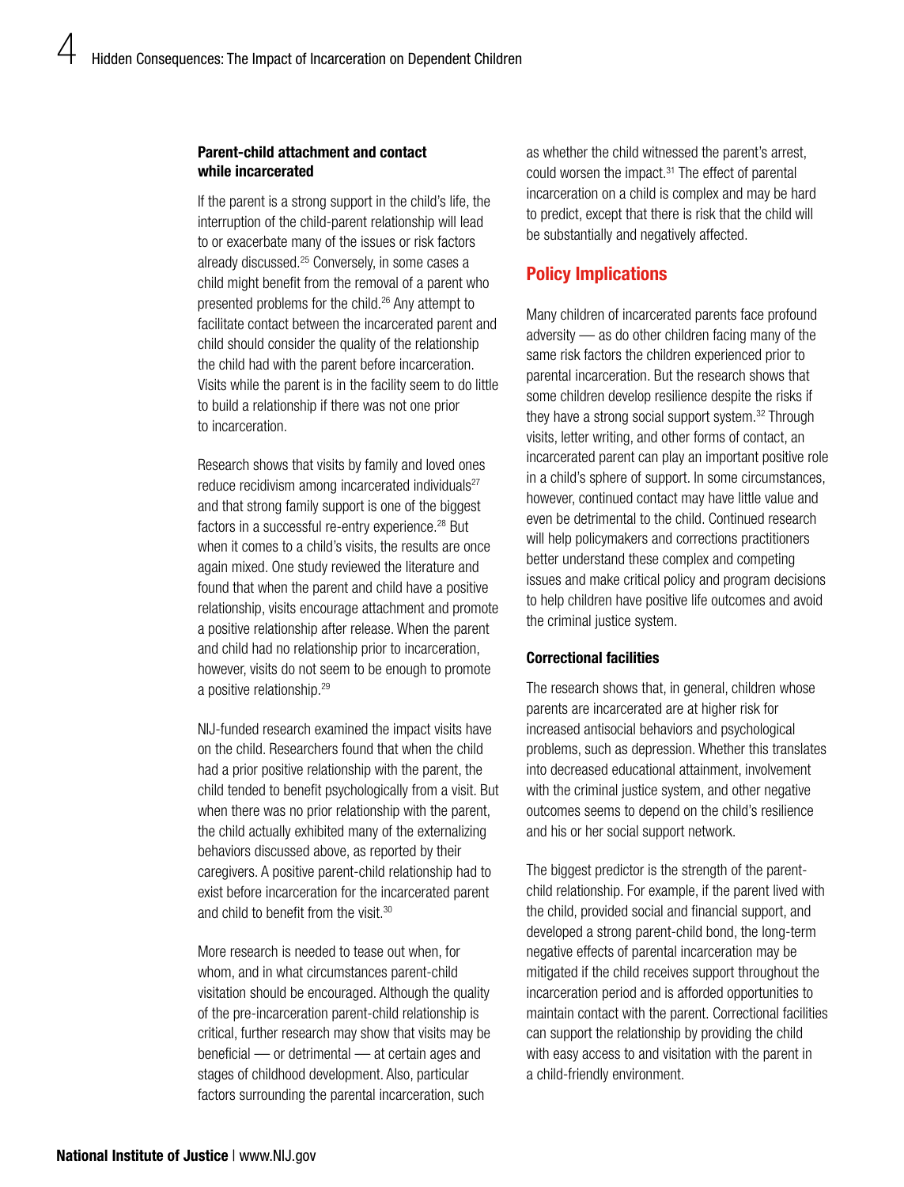### Parent-child attachment and contact while incarcerated

If the parent is a strong support in the child's life, the interruption of the child-parent relationship will lead to or exacerbate many of the issues or risk factors already discussed.[25] Conversely, in some cases a child might benefit from the removal of a parent who presented problems for the child.[26] Any attempt to facilitate contact between the incarcerated parent and child should consider the quality of the relationship the child had with the parent before incarceration. Visits while the parent is in the facility seem to do little to build a relationship if there was not one prior to incarceration.

Research shows that visits by family and loved ones reduce recidivism among incarcerated individuals[27] and that strong family support is one of the biggest factors in a successful re-entry experience.[28] But when it comes to a child's visits, the results are once again mixed. One study reviewed the literature and found that when the parent and child have a positive relationship, visits encourage attachment and promote a positive relationship after release. When the parent and child had no relationship prior to incarceration, however, visits do not seem to be enough to promote a positive relationship.[29]

NIJ-funded research examined the impact visits have on the child. Researchers found that when the child had a prior positive relationship with the parent, the child tended to benefit psychologically from a visit. But when there was no prior relationship with the parent, the child actually exhibited many of the externalizing behaviors discussed above, as reported by their caregivers. A positive parent-child relationship had to exist before incarceration for the incarcerated parent and child to benefit from the visit.[30]

More research is needed to tease out when, for whom, and in what circumstances parent-child visitation should be encouraged. Although the quality of the pre-incarceration parent-child relationship is critical, further research may show that visits may be beneficial — or detrimental — at certain ages and stages of childhood development. Also, particular factors surrounding the parental incarceration, such as whether the child witnessed the parent's arrest, could worsen the impact.[31] The effect of parental incarceration on a child is complex and may be hard to predict, except that there is risk that the child will be substantially and negatively affected.

## Policy Implications

Many children of incarcerated parents face profound adversity — as do other children facing many of the same risk factors the children experienced prior to parental incarceration. But the research shows that some children develop resilience despite the risks if they have a strong social support system.[32] Through visits, letter writing, and other forms of contact, an incarcerated parent can play an important positive role in a child's sphere of support. In some circumstances, however, continued contact may have little value and even be detrimental to the child. Continued research will help policymakers and corrections practitioners better understand these complex and competing issues and make critical policy and program decisions to help children have positive life outcomes and avoid the criminal justice system.

### Correctional facilities

The research shows that, in general, children whose parents are incarcerated are at higher risk for increased antisocial behaviors and psychological problems, such as depression. Whether this translates into decreased educational attainment, involvement with the criminal justice system, and other negative outcomes seems to depend on the child's resilience and his or her social support network.

The biggest predictor is the strength of the parent-child relationship. For example, if the parent lived with the child, provided social and financial support, and developed a strong parent-child bond, the long-term negative effects of parental incarceration may be mitigated if the child receives support throughout the incarceration period and is afforded opportunities to maintain contact with the parent. Correctional facilities can support the relationship by providing the child with easy access to and visitation with the parent in a child-friendly environment.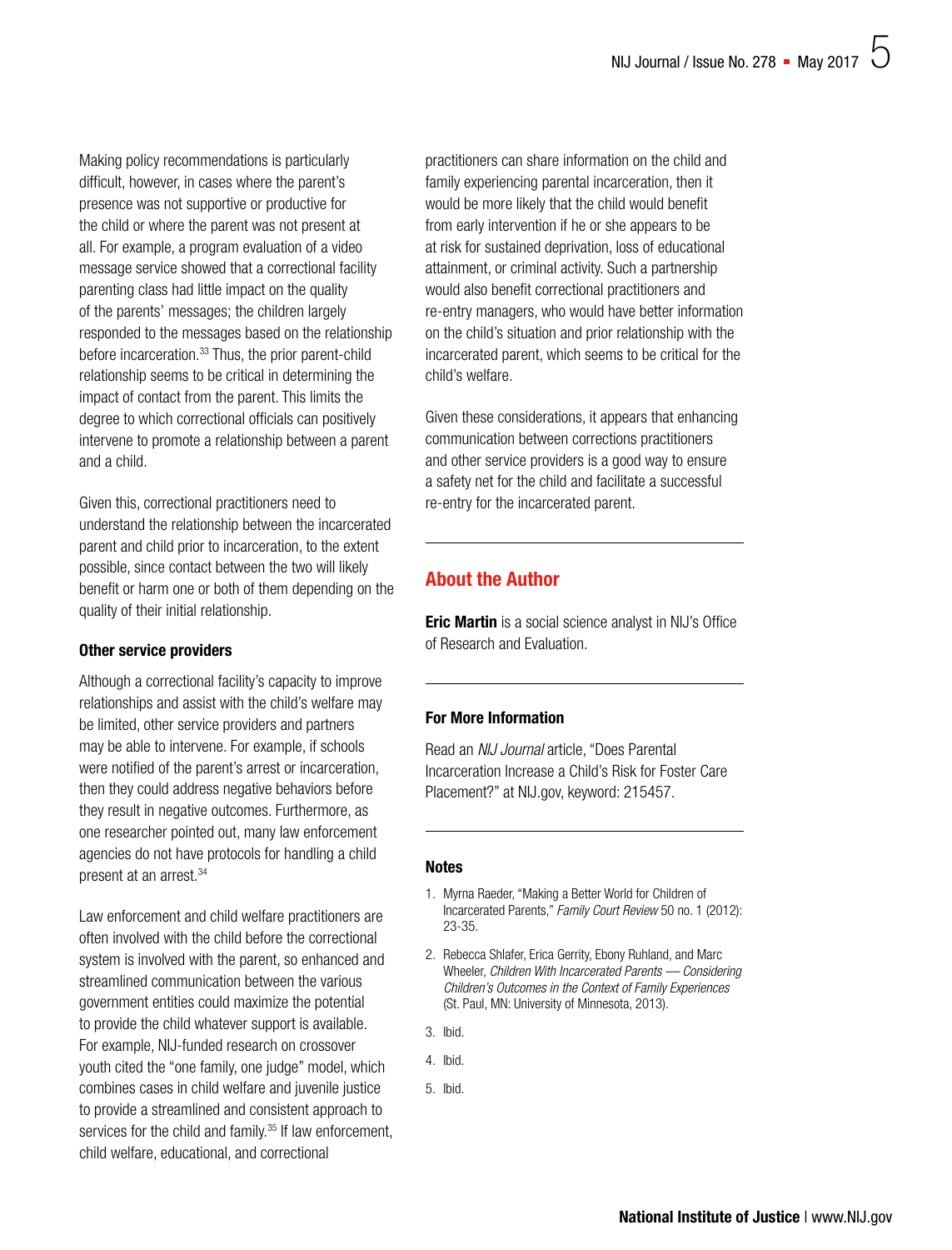Making policy recommendations is particularly difficult, however, in cases where the parent's presence was not supportive or productive for the child or where the parent was not present at all. For example, a program evaluation of a video message service showed that a correctional facility parenting class had little impact on the quality of the parents' messages; the children largely responded to the messages based on the relationship before incarceration.[33] Thus, the prior parent-child relationship seems to be critical in determining the impact of contact from the parent. This limits the degree to which correctional officials can positively intervene to promote a relationship between a parent and a child.

Given this, correctional practitioners need to understand the relationship between the incarcerated parent and child prior to incarceration, to the extent possible, since contact between the two will likely benefit or harm one or both of them depending on the quality of their initial relationship.

### Other service providers

Although a correctional facility's capacity to improve relationships and assist with the child's welfare may be limited, other service providers and partners may be able to intervene. For example, if schools were notified of the parent's arrest or incarceration, then they could address negative behaviors before they result in negative outcomes. Furthermore, as one researcher pointed out, many law enforcement agencies do not have protocols for handling a child present at an arrest.[34]

Law enforcement and child welfare practitioners are often involved with the child before the correctional system is involved with the parent, so enhanced and streamlined communication between the various government entities could maximize the potential to provide the child whatever support is available. For example, NIJ-funded research on crossover youth cited the "one family, one judge" model, which combines cases in child welfare and juvenile justice to provide a streamlined and consistent approach to services for the child and family.[35] If law enforcement, child welfare, educational, and correctional practitioners can share information on the child and family experiencing parental incarceration, then it would be more likely that the child would benefit from early intervention if he or she appears to be at risk for sustained deprivation, loss of educational attainment, or criminal activity. Such a partnership would also benefit correctional practitioners and re-entry managers, who would have better information on the child's situation and prior relationship with the incarcerated parent, which seems to be critical for the child's welfare.

Given these considerations, it appears that enhancing communication between corrections practitioners and other service providers is a good way to ensure a safety net for the child and facilitate a successful re-entry for the incarcerated parent.

## About the Author

**Eric Martin** is a social science analyst in NIJ's Office of Research and Evaluation.

### For More Information

Read an *NIJ Journal* article, "Does Parental Incarceration Increase a Child's Risk for Foster Care Placement?" at NIJ.gov, keyword: 215457.

### Notes

1. Myrna Raeder, "Making a Better World for Children of Incarcerated Parents," *Family Court Review* 50 no. 1 (2012): 23-35.
2. Rebecca Shlafer, Erica Gerrity, Ebony Ruhland, and Marc Wheeler, *Children With Incarcerated Parents — Considering Children's Outcomes in the Context of Family Experiences* (St. Paul, MN: University of Minnesota, 2013).
3. Ibid.
4. Ibid.
5. Ibid.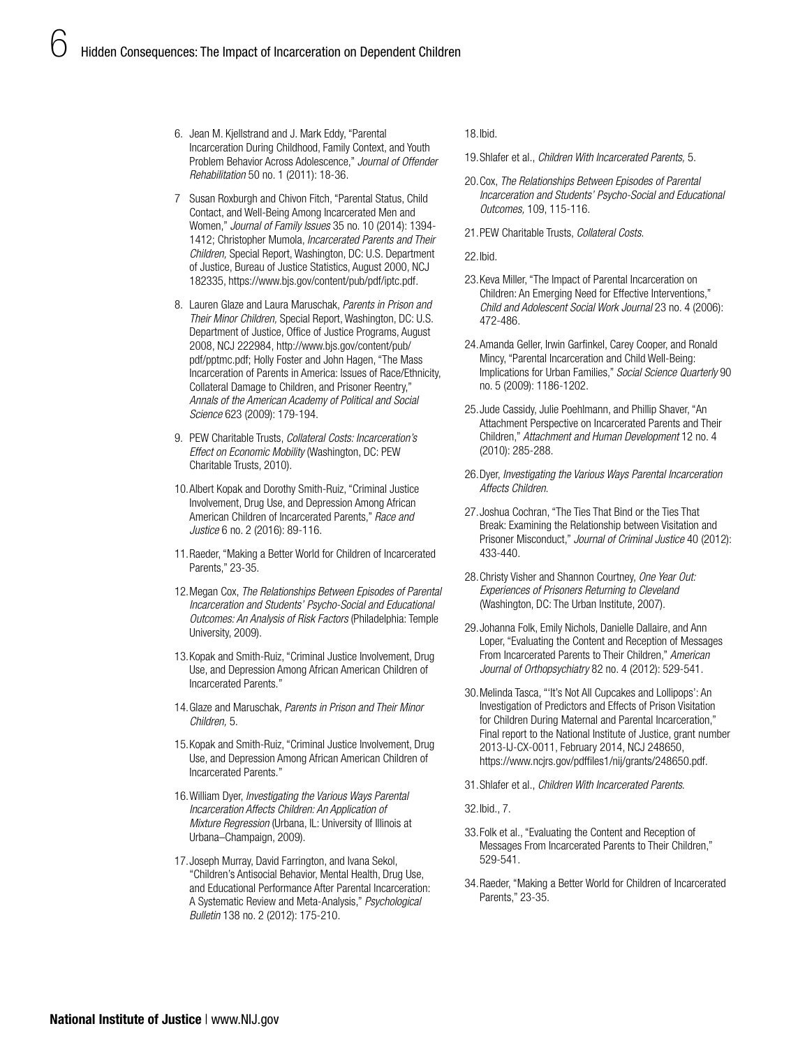6. Jean M. Kjellstrand and J. Mark Eddy, "Parental Incarceration During Childhood, Family Context, and Youth Problem Behavior Across Adolescence," *Journal of Offender Rehabilitation* 50 no. 1 (2011): 18-36.

7 Susan Roxburgh and Chivon Fitch, "Parental Status, Child Contact, and Well-Being Among Incarcerated Men and Women," *Journal of Family Issues* 35 no. 10 (2014): 1394-1412; Christopher Mumola, *Incarcerated Parents and Their Children,* Special Report, Washington, DC: U.S. Department of Justice, Bureau of Justice Statistics, August 2000, NCJ 182335, https://www.bjs.gov/content/pub/pdf/iptc.pdf.

8. Lauren Glaze and Laura Maruschak, *Parents in Prison and Their Minor Children,* Special Report, Washington, DC: U.S. Department of Justice, Office of Justice Programs, August 2008, NCJ 222984, http://www.bjs.gov/content/pub/pdf/pptmc.pdf; Holly Foster and John Hagen, "The Mass Incarceration of Parents in America: Issues of Race/Ethnicity, Collateral Damage to Children, and Prisoner Reentry," *Annals of the American Academy of Political and Social Science* 623 (2009): 179-194.

9. PEW Charitable Trusts, *Collateral Costs: Incarceration's Effect on Economic Mobility* (Washington, DC: PEW Charitable Trusts, 2010).

10. Albert Kopak and Dorothy Smith-Ruiz, "Criminal Justice Involvement, Drug Use, and Depression Among African American Children of Incarcerated Parents," *Race and Justice* 6 no. 2 (2016): 89-116.

11. Raeder, "Making a Better World for Children of Incarcerated Parents," 23-35.

12. Megan Cox, *The Relationships Between Episodes of Parental Incarceration and Students' Psycho-Social and Educational Outcomes: An Analysis of Risk Factors* (Philadelphia: Temple University, 2009).

13. Kopak and Smith-Ruiz, "Criminal Justice Involvement, Drug Use, and Depression Among African American Children of Incarcerated Parents."

14. Glaze and Maruschak, *Parents in Prison and Their Minor Children,* 5.

15. Kopak and Smith-Ruiz, "Criminal Justice Involvement, Drug Use, and Depression Among African American Children of Incarcerated Parents."

16. William Dyer, *Investigating the Various Ways Parental Incarceration Affects Children: An Application of Mixture Regression* (Urbana, IL: University of Illinois at Urbana–Champaign, 2009).

17. Joseph Murray, David Farrington, and Ivana Sekol, "Children's Antisocial Behavior, Mental Health, Drug Use, and Educational Performance After Parental Incarceration: A Systematic Review and Meta-Analysis," *Psychological Bulletin* 138 no. 2 (2012): 175-210.

18. Ibid.

19. Shlafer et al., *Children With Incarcerated Parents,* 5.

20. Cox, *The Relationships Between Episodes of Parental Incarceration and Students' Psycho-Social and Educational Outcomes,* 109, 115-116.

21. PEW Charitable Trusts, *Collateral Costs.*

22. Ibid.

23. Keva Miller, "The Impact of Parental Incarceration on Children: An Emerging Need for Effective Interventions," *Child and Adolescent Social Work Journal* 23 no. 4 (2006): 472-486.

24. Amanda Geller, Irwin Garfinkel, Carey Cooper, and Ronald Mincy, "Parental Incarceration and Child Well-Being: Implications for Urban Families," *Social Science Quarterly* 90 no. 5 (2009): 1186-1202.

25. Jude Cassidy, Julie Poehlmann, and Phillip Shaver, "An Attachment Perspective on Incarcerated Parents and Their Children," *Attachment and Human Development* 12 no. 4 (2010): 285-288.

26. Dyer, *Investigating the Various Ways Parental Incarceration Affects Children.*

27. Joshua Cochran, "The Ties That Bind or the Ties That Break: Examining the Relationship between Visitation and Prisoner Misconduct," *Journal of Criminal Justice* 40 (2012): 433-440.

28. Christy Visher and Shannon Courtney, *One Year Out: Experiences of Prisoners Returning to Cleveland* (Washington, DC: The Urban Institute, 2007).

29. Johanna Folk, Emily Nichols, Danielle Dallaire, and Ann Loper, "Evaluating the Content and Reception of Messages From Incarcerated Parents to Their Children," *American Journal of Orthopsychiatry* 82 no. 4 (2012): 529-541.

30. Melinda Tasca, "'It's Not All Cupcakes and Lollipops': An Investigation of Predictors and Effects of Prison Visitation for Children During Maternal and Parental Incarceration," Final report to the National Institute of Justice, grant number 2013-IJ-CX-0011, February 2014, NCJ 248650, https://www.ncjrs.gov/pdffiles1/nij/grants/248650.pdf.

31. Shlafer et al., *Children With Incarcerated Parents.*

32. Ibid., 7.

33. Folk et al., "Evaluating the Content and Reception of Messages From Incarcerated Parents to Their Children," 529-541.

34. Raeder, "Making a Better World for Children of Incarcerated Parents," 23-35.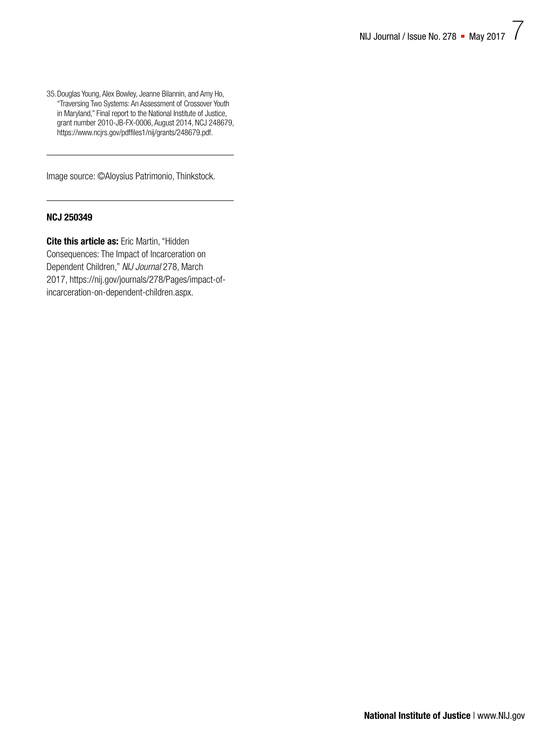35. Douglas Young, Alex Bowley, Jeanne Bilannin, and Amy Ho, "Traversing Two Systems: An Assessment of Crossover Youth in Maryland," Final report to the National Institute of Justice, grant number 2010-JB-FX-0006, August 2014, NCJ 248679, https://www.ncjrs.gov/pdffiles1/nij/grants/248679.pdf.

---

Image source: ©Aloysius Patrimonio, Thinkstock.

---

**NCJ 250349**

**Cite this article as:** Eric Martin, "Hidden Consequences: The Impact of Incarceration on Dependent Children," *NIJ Journal* 278, March 2017, https://nij.gov/journals/278/Pages/impact-of-incarceration-on-dependent-children.aspx.